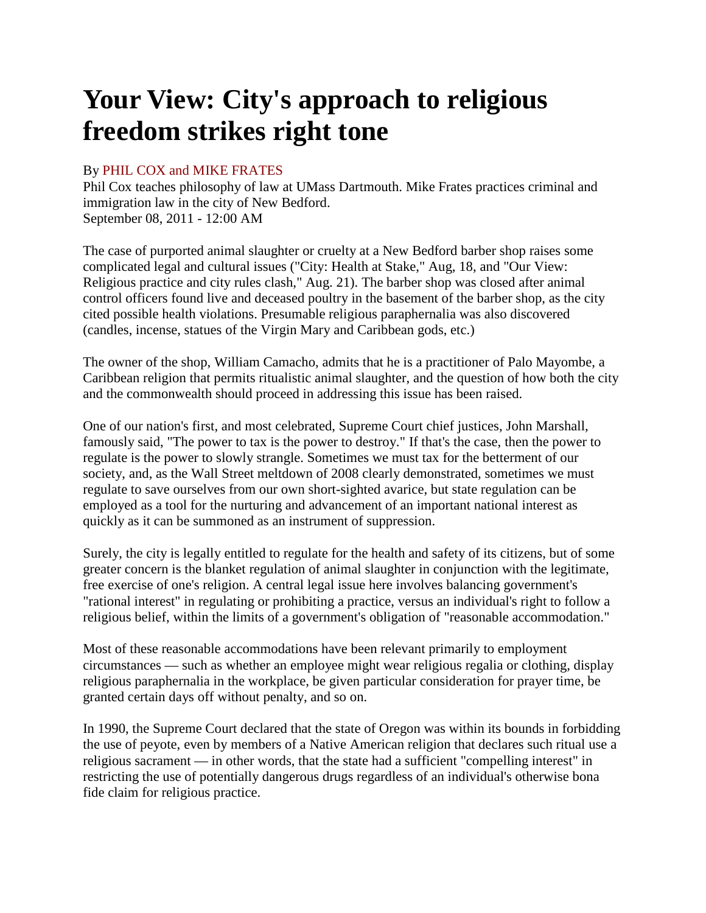# Your View: City's approach to religious freedom strikes right tone

By PHIL COX and MIKE FRATES

Phil Cox teaches philosophy of law at UMass Dartmouth. Mike Frates practices criminal and immigration law in the city of New Bedford.

September 08, 2011 - 12:00 AM

The case of purported animal slaughter or cruelty at a New Bedford barber shop raises some complicated legal and cultural issues ("City: Health at Stake," Aug, 18, and "Our View: Religious practice and city rules clash," Aug. 21). The barber shop was closed after animal control officers found live and deceased poultry in the basement of the barber shop, as the city cited possible health violations. Presumable religious paraphernalia was also discovered (candles, incense, statues of the Virgin Mary and Caribbean gods, etc.)

The owner of the shop, William Camacho, admits that he is a practitioner of Palo Mayombe, a Caribbean religion that permits ritualistic animal slaughter, and the question of how both the city and the commonwealth should proceed in addressing this issue has been raised.

One of our nation's first, and most celebrated, Supreme Court chief justices, John Marshall, famously said, "The power to tax is the power to destroy." If that's the case, then the power to regulate is the power to slowly strangle. Sometimes we must tax for the betterment of our society, and, as the Wall Street meltdown of 2008 clearly demonstrated, sometimes we must regulate to save ourselves from our own short-sighted avarice, but state regulation can be employed as a tool for the nurturing and advancement of an important national interest as quickly as it can be summoned as an instrument of suppression.

Surely, the city is legally entitled to regulate for the health and safety of its citizens, but of some greater concern is the blanket regulation of animal slaughter in conjunction with the legitimate, free exercise of one's religion. A central legal issue here involves balancing government's "rational interest" in regulating or prohibiting a practice, versus an individual's right to follow a religious belief, within the limits of a government's obligation of "reasonable accommodation."

Most of these reasonable accommodations have been relevant primarily to employment circumstances — such as whether an employee might wear religious regalia or clothing, display religious paraphernalia in the workplace, be given particular consideration for prayer time, be granted certain days off without penalty, and so on.

In 1990, the Supreme Court declared that the state of Oregon was within its bounds in forbidding the use of peyote, even by members of a Native American religion that declares such ritual use a religious sacrament — in other words, that the state had a sufficient "compelling interest" in restricting the use of potentially dangerous drugs regardless of an individual's otherwise bona fide claim for religious practice.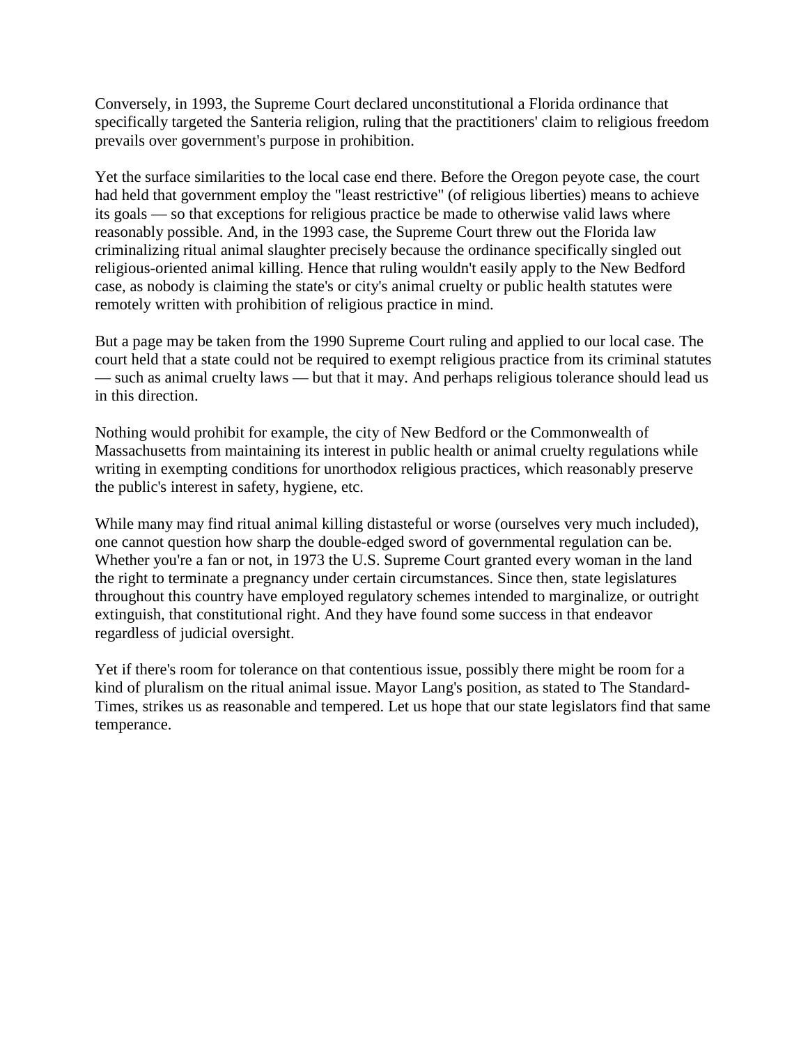Conversely, in 1993, the Supreme Court declared unconstitutional a Florida ordinance that specifically targeted the Santeria religion, ruling that the practitioners' claim to religious freedom prevails over government's purpose in prohibition.

Yet the surface similarities to the local case end there. Before the Oregon peyote case, the court had held that government employ the "least restrictive" (of religious liberties) means to achieve its goals — so that exceptions for religious practice be made to otherwise valid laws where reasonably possible. And, in the 1993 case, the Supreme Court threw out the Florida law criminalizing ritual animal slaughter precisely because the ordinance specifically singled out religious-oriented animal killing. Hence that ruling wouldn't easily apply to the New Bedford case, as nobody is claiming the state's or city's animal cruelty or public health statutes were remotely written with prohibition of religious practice in mind.

But a page may be taken from the 1990 Supreme Court ruling and applied to our local case. The court held that a state could not be required to exempt religious practice from its criminal statutes — such as animal cruelty laws — but that it may. And perhaps religious tolerance should lead us in this direction.

Nothing would prohibit for example, the city of New Bedford or the Commonwealth of Massachusetts from maintaining its interest in public health or animal cruelty regulations while writing in exempting conditions for unorthodox religious practices, which reasonably preserve the public's interest in safety, hygiene, etc.

While many may find ritual animal killing distasteful or worse (ourselves very much included), one cannot question how sharp the double-edged sword of governmental regulation can be. Whether you're a fan or not, in 1973 the U.S. Supreme Court granted every woman in the land the right to terminate a pregnancy under certain circumstances. Since then, state legislatures throughout this country have employed regulatory schemes intended to marginalize, or outright extinguish, that constitutional right. And they have found some success in that endeavor regardless of judicial oversight.

Yet if there's room for tolerance on that contentious issue, possibly there might be room for a kind of pluralism on the ritual animal issue. Mayor Lang's position, as stated to The Standard-Times, strikes us as reasonable and tempered. Let us hope that our state legislators find that same temperance.